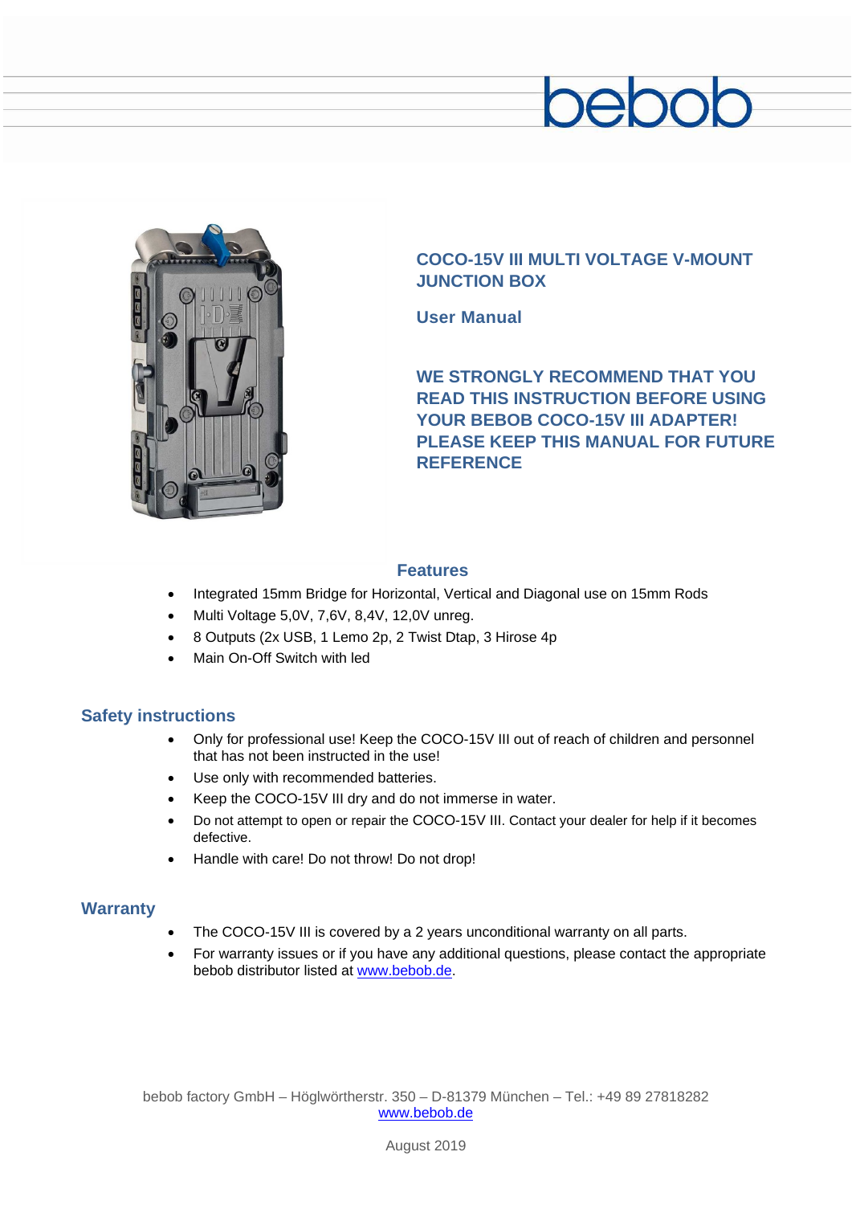# COCO-15V III MULTI VOLTAGE V-MOUNT JUNCTION BOX

## User Manual

**WE STRONGLY RECOMMEND THAT YOU READ THIS INSTRUCTION BEFORE USING YOUR BEBOB COCO-15V III ADAPTER! PLEASE KEEP THIS MANUAL FOR FUTURE REFERENCE**

## Features

- Integrated 15mm Bridge for Horizontal, Vertical and Diagonal use on 15mm Rods
- Multi Voltage 5,0V, 7,6V, 8,4V, 12,0V unreg.
- 8 Outputs (2x USB, 1 Lemo 2p, 2 Twist Dtap, 3 Hirose 4p
- Main On-Off Switch with led

## Safety instructions

- Only for professional use! Keep the COCO-15V III out of reach of children and personnel that has not been instructed in the use!
- Use only with recommended batteries.
- Keep the COCO-15V III dry and do not immerse in water.
- Do not attempt to open or repair the COCO-15V III. Contact your dealer for help if it becomes defective.
- Handle with care! Do not throw! Do not drop!

## Warranty

- The COCO-15V III is covered by a 2 years unconditional warranty on all parts.
- For warranty issues or if you have any additional questions, please contact the appropriate bebob distributor listed at www.bebob.de.

bebob factory GmbH – Höglwörtherstr. 350 – D-81379 München – Tel.: +49 89 27818282
www.bebob.de

August 2019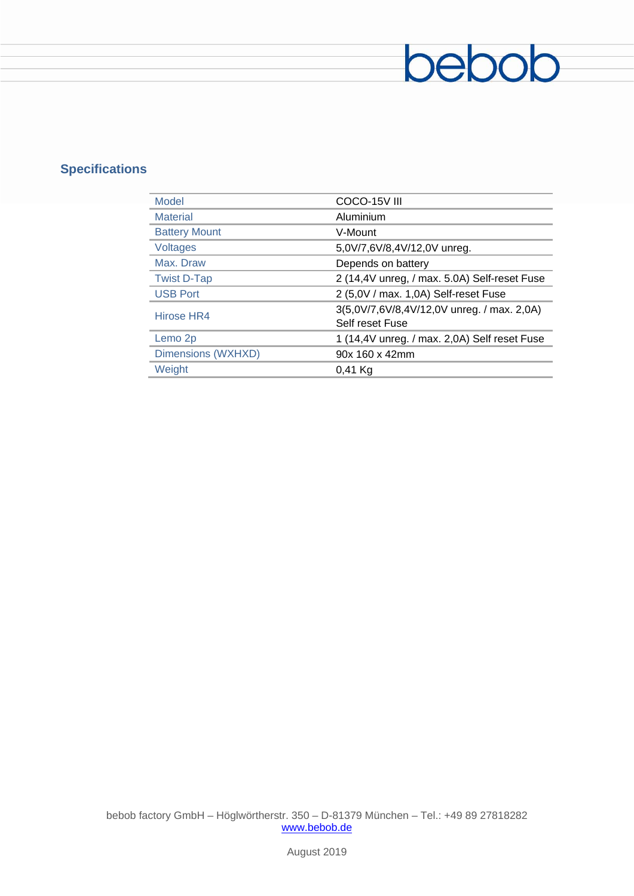## Specifications

| | |
|---|---|
| Model | COCO-15V III |
| Material | Aluminium |
| Battery Mount | V-Mount |
| Voltages | 5,0V/7,6V/8,4V/12,0V unreg. |
| Max. Draw | Depends on battery |
| Twist D-Tap | 2 (14,4V unreg, / max. 5.0A) Self-reset Fuse |
| USB Port | 2 (5,0V / max. 1,0A) Self-reset Fuse |
| Hirose HR4 | 3(5,0V/7,6V/8,4V/12,0V unreg. / max. 2,0A) Self reset Fuse |
| Lemo 2p | 1 (14,4V unreg. / max. 2,0A) Self reset Fuse |
| Dimensions (WXHXD) | 90x 160 x 42mm |
| Weight | 0,41 Kg |

bebob factory GmbH – Höglwörtherstr. 350 – D-81379 München – Tel.: +49 89 27818282
www.bebob.de

August 2019